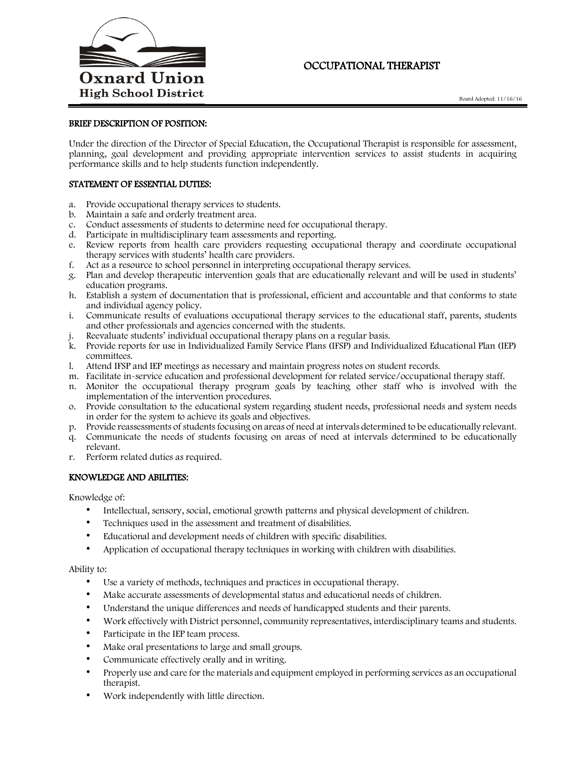Oxnard Union High School District

# OCCUPATIONAL THERAPIST

Board Adopted: 11/16/16

## BRIEF DESCRIPTION OF POSITION:

Under the direction of the Director of Special Education, the Occupational Therapist is responsible for assessment, planning, goal development and providing appropriate intervention services to assist students in acquiring performance skills and to help students function independently.

## STATEMENT OF ESSENTIAL DUTIES:

a. Provide occupational therapy services to students.
b. Maintain a safe and orderly treatment area.
c. Conduct assessments of students to determine need for occupational therapy.
d. Participate in multidisciplinary team assessments and reporting.
e. Review reports from health care providers requesting occupational therapy and coordinate occupational therapy services with students' health care providers.
f. Act as a resource to school personnel in interpreting occupational therapy services.
g. Plan and develop therapeutic intervention goals that are educationally relevant and will be used in students' education programs.
h. Establish a system of documentation that is professional, efficient and accountable and that conforms to state and individual agency policy.
i. Communicate results of evaluations occupational therapy services to the educational staff, parents, students and other professionals and agencies concerned with the students.
j. Reevaluate students' individual occupational therapy plans on a regular basis.
k. Provide reports for use in Individualized Family Service Plans (IFSP) and Individualized Educational Plan (IEP) committees.
l. Attend IFSP and IEP meetings as necessary and maintain progress notes on student records.
m. Facilitate in-service education and professional development for related service/occupational therapy staff.
n. Monitor the occupational therapy program goals by teaching other staff who is involved with the implementation of the intervention procedures.
o. Provide consultation to the educational system regarding student needs, professional needs and system needs in order for the system to achieve its goals and objectives.
p. Provide reassessments of students focusing on areas of need at intervals determined to be educationally relevant.
q. Communicate the needs of students focusing on areas of need at intervals determined to be educationally relevant.
r. Perform related duties as required.

## KNOWLEDGE AND ABILITIES:

Knowledge of:

- Intellectual, sensory, social, emotional growth patterns and physical development of children.
- Techniques used in the assessment and treatment of disabilities.
- Educational and development needs of children with specific disabilities.
- Application of occupational therapy techniques in working with children with disabilities.

Ability to:

- Use a variety of methods, techniques and practices in occupational therapy.
- Make accurate assessments of developmental status and educational needs of children.
- Understand the unique differences and needs of handicapped students and their parents.
- Work effectively with District personnel, community representatives, interdisciplinary teams and students.
- Participate in the IEP team process.
- Make oral presentations to large and small groups.
- Communicate effectively orally and in writing.
- Properly use and care for the materials and equipment employed in performing services as an occupational therapist.
- Work independently with little direction.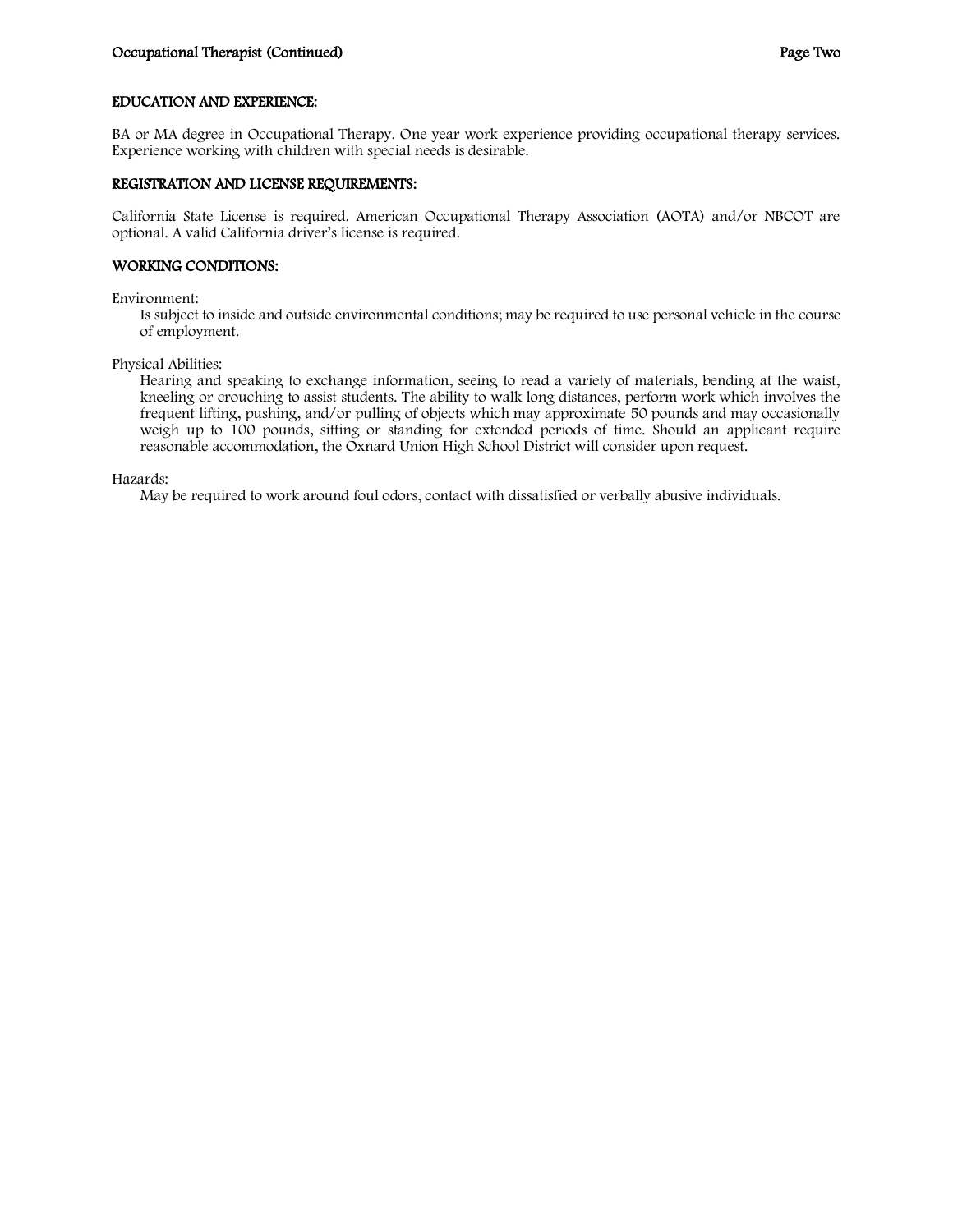## EDUCATION AND EXPERIENCE:

BA or MA degree in Occupational Therapy. One year work experience providing occupational therapy services. Experience working with children with special needs is desirable.

## REGISTRATION AND LICENSE REQUIREMENTS:

California State License is required. American Occupational Therapy Association (AOTA) and/or NBCOT are optional. A valid California driver's license is required.

## WORKING CONDITIONS:

Environment:

Is subject to inside and outside environmental conditions; may be required to use personal vehicle in the course of employment.

Physical Abilities:

Hearing and speaking to exchange information, seeing to read a variety of materials, bending at the waist, kneeling or crouching to assist students. The ability to walk long distances, perform work which involves the frequent lifting, pushing, and/or pulling of objects which may approximate 50 pounds and may occasionally weigh up to 100 pounds, sitting or standing for extended periods of time. Should an applicant require reasonable accommodation, the Oxnard Union High School District will consider upon request.

Hazards:

May be required to work around foul odors, contact with dissatisfied or verbally abusive individuals.